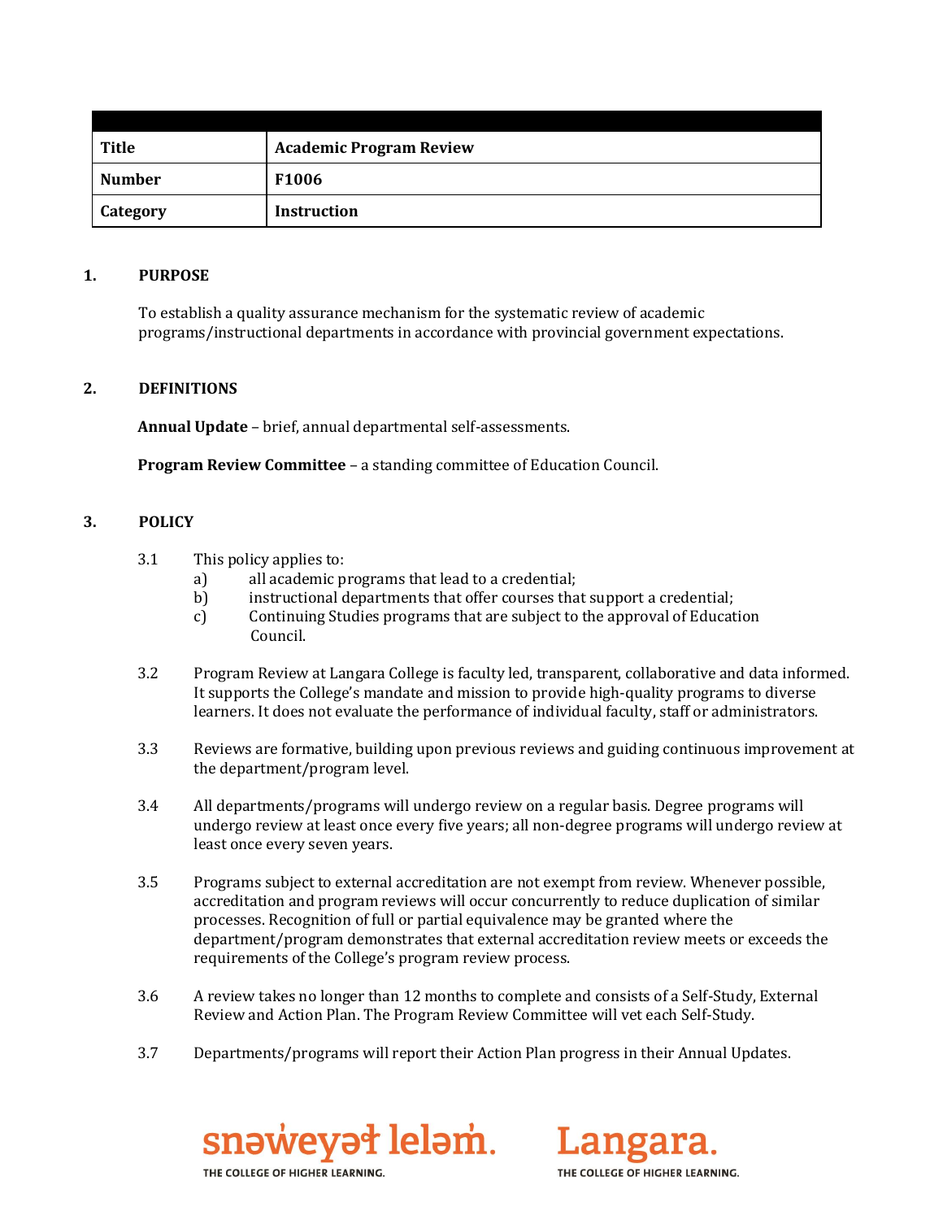| | |
|---|---|
| **Title** | **Academic Program Review** |
| **Number** | **F1006** |
| **Category** | **Instruction** |

## 1. PURPOSE

To establish a quality assurance mechanism for the systematic review of academic programs/instructional departments in accordance with provincial government expectations.

## 2. DEFINITIONS

**Annual Update** – brief, annual departmental self-assessments.

**Program Review Committee** – a standing committee of Education Council.

## 3. POLICY

3.1 This policy applies to:

a) all academic programs that lead to a credential;

b) instructional departments that offer courses that support a credential;

c) Continuing Studies programs that are subject to the approval of Education Council.

3.2 Program Review at Langara College is faculty led, transparent, collaborative and data informed. It supports the College's mandate and mission to provide high-quality programs to diverse learners. It does not evaluate the performance of individual faculty, staff or administrators.

3.3 Reviews are formative, building upon previous reviews and guiding continuous improvement at the department/program level.

3.4 All departments/programs will undergo review on a regular basis. Degree programs will undergo review at least once every five years; all non-degree programs will undergo review at least once every seven years.

3.5 Programs subject to external accreditation are not exempt from review. Whenever possible, accreditation and program reviews will occur concurrently to reduce duplication of similar processes. Recognition of full or partial equivalence may be granted where the department/program demonstrates that external accreditation review meets or exceeds the requirements of the College's program review process.

3.6 A review takes no longer than 12 months to complete and consists of a Self-Study, External Review and Action Plan. The Program Review Committee will vet each Self-Study.

3.7 Departments/programs will report their Action Plan progress in their Annual Updates.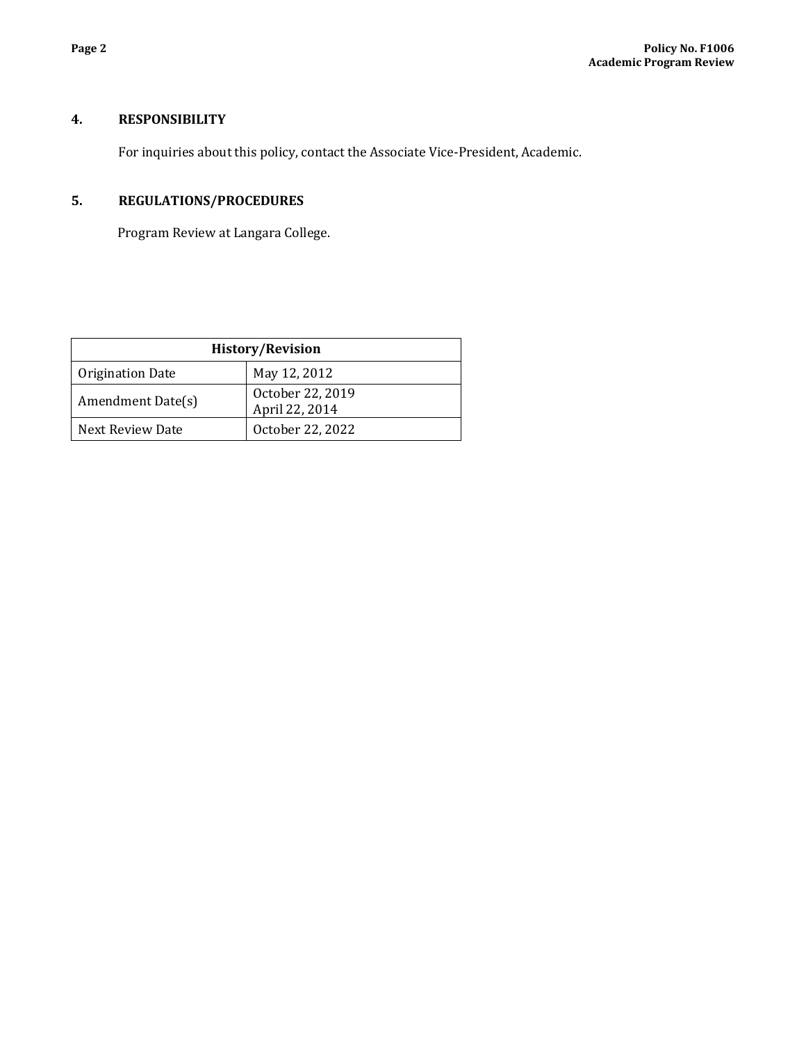## 4. RESPONSIBILITY

For inquiries about this policy, contact the Associate Vice-President, Academic.

## 5. REGULATIONS/PROCEDURES

Program Review at Langara College.

| History/Revision | |
|---|---|
| Origination Date | May 12, 2012 |
| Amendment Date(s) | October 22, 2019<br>April 22, 2014 |
| Next Review Date | October 22, 2022 |